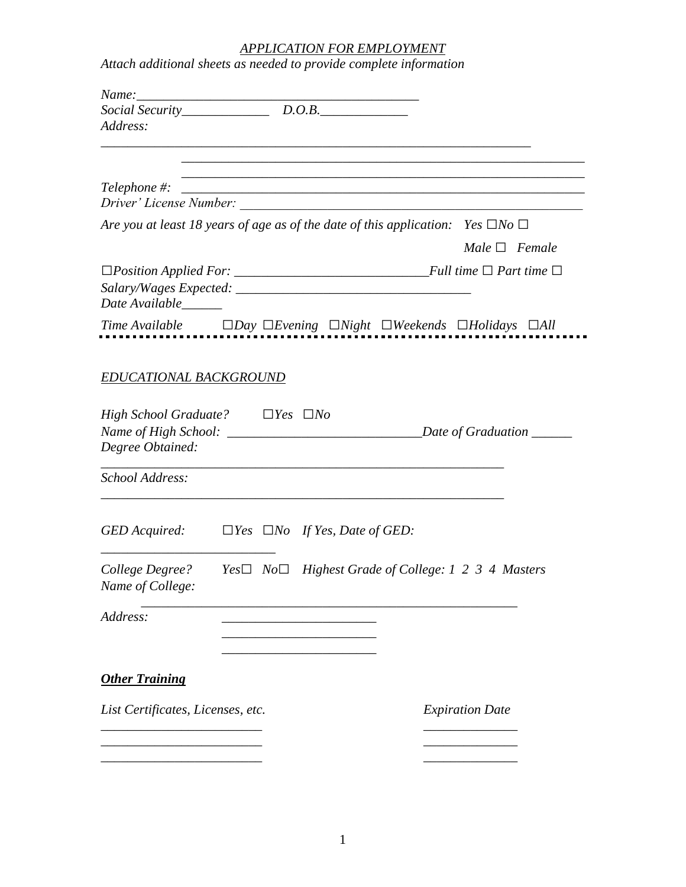# *APPLICATION FOR EMPLOYMENT*

*Attach additional sheets as needed to provide complete information*

*Name:*___________________________________________

*Social Security*_____________ *D.O.B.*_____________

*Address:*

_________________________________________________________________

_________________________________________________________________

_________________________________________________________________

*Telephone #:* _________________________________________________________________

*Driver' License Number:* _______________________________________________________

*Are you at least 18 years of age as of the date of this application:* *Yes* ☐*No* ☐

*Male* ☐ *Female*

☐*Position Applied For:* ____________________________*Full time* ☐ *Part time* ☐

*Salary/Wages Expected:* ___________________________________

*Date Available*______

*Time Available* ☐*Day* ☐*Evening* ☐*Night* ☐*Weekends* ☐*Holidays* ☐*All*

---

## *EDUCATIONAL BACKGROUND*

*High School Graduate?* ☐*Yes* ☐*No*

*Name of High School:* ____________________________*Date of Graduation* ______

*Degree Obtained:*

____________________________________________________________

*School Address:*

____________________________________________________________

*GED Acquired:* ☐*Yes* ☐*No* *If Yes, Date of GED:*

_________________________

*College Degree?* *Yes*☐ *No*☐ *Highest Grade of College: 1 2 3 4 Masters*

*Name of College:*

____________________________________________________________

*Address:* _______________________

_______________________

_______________________

## ***Other Training***

| *List Certificates, Licenses, etc.* | *Expiration Date* |
|---|---|
| ________________________ | ______________ |
| ________________________ | ______________ |
| ________________________ | ______________ |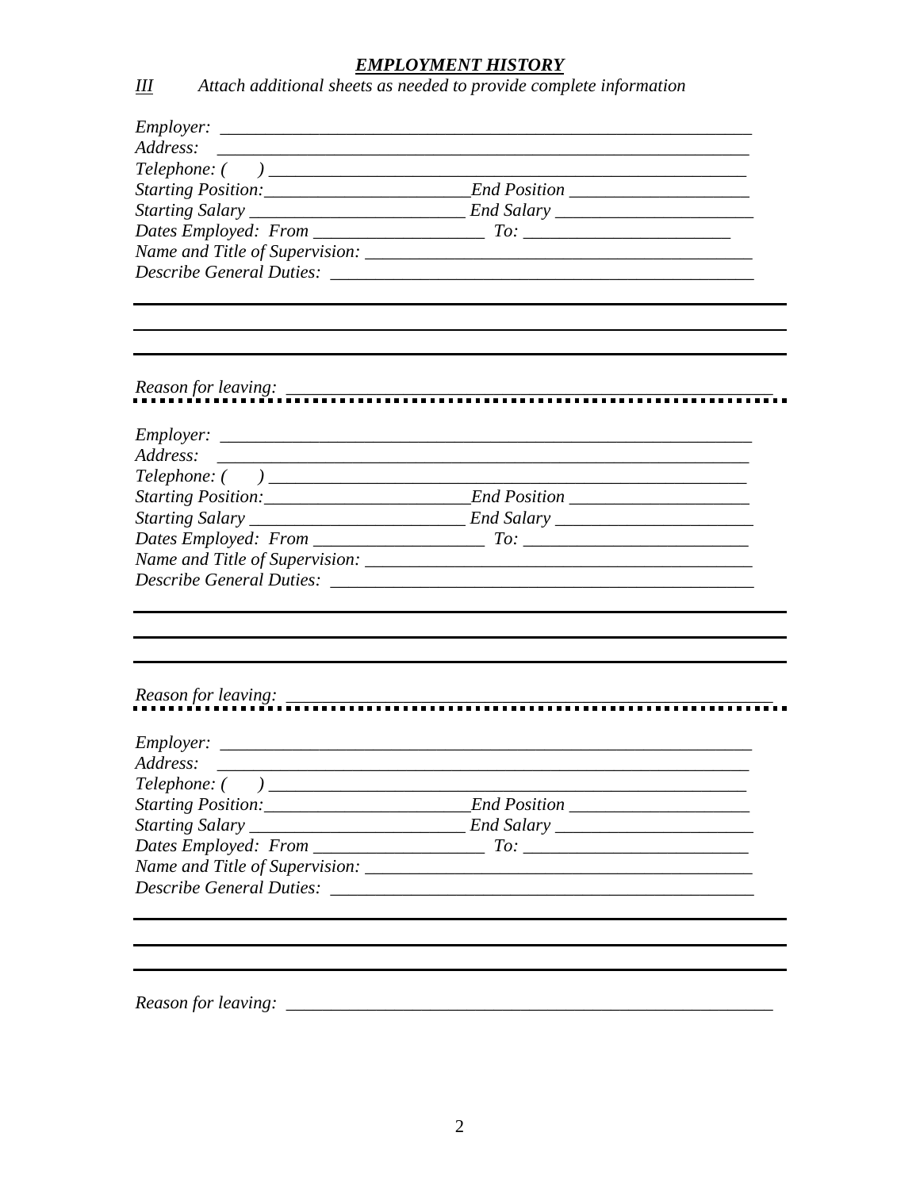## *EMPLOYMENT HISTORY*

*III* *Attach additional sheets as needed to provide complete information*

*Employer:* ____________________________________________________________

*Address:* ____________________________________________________________

*Telephone: ( )* ____________________________________________________

*Starting Position:*______________________*End Position* ___________________

*Starting Salary* _______________________ *End Salary* _____________________

*Dates Employed: From* __________________ *To:* _______________________

*Name and Title of Supervision:* __________________________________________

*Describe General Duties:* _______________________________________________

___________________________________________________________________________

___________________________________________________________________________

___________________________________________________________________________

*Reason for leaving:* ________________________________________________________

---

*Employer:* ____________________________________________________________

*Address:* ____________________________________________________________

*Telephone: ( )* ____________________________________________________

*Starting Position:*______________________*End Position* ___________________

*Starting Salary* _______________________ *End Salary* _____________________

*Dates Employed: From* __________________ *To:* _______________________

*Name and Title of Supervision:* __________________________________________

*Describe General Duties:* _______________________________________________

___________________________________________________________________________

___________________________________________________________________________

___________________________________________________________________________

*Reason for leaving:* ________________________________________________________

---

*Employer:* ____________________________________________________________

*Address:* ____________________________________________________________

*Telephone: ( )* ____________________________________________________

*Starting Position:*______________________*End Position* ___________________

*Starting Salary* _______________________ *End Salary* _____________________

*Dates Employed: From* __________________ *To:* _______________________

*Name and Title of Supervision:* __________________________________________

*Describe General Duties:* _______________________________________________

___________________________________________________________________________

___________________________________________________________________________

___________________________________________________________________________

*Reason for leaving:* ________________________________________________________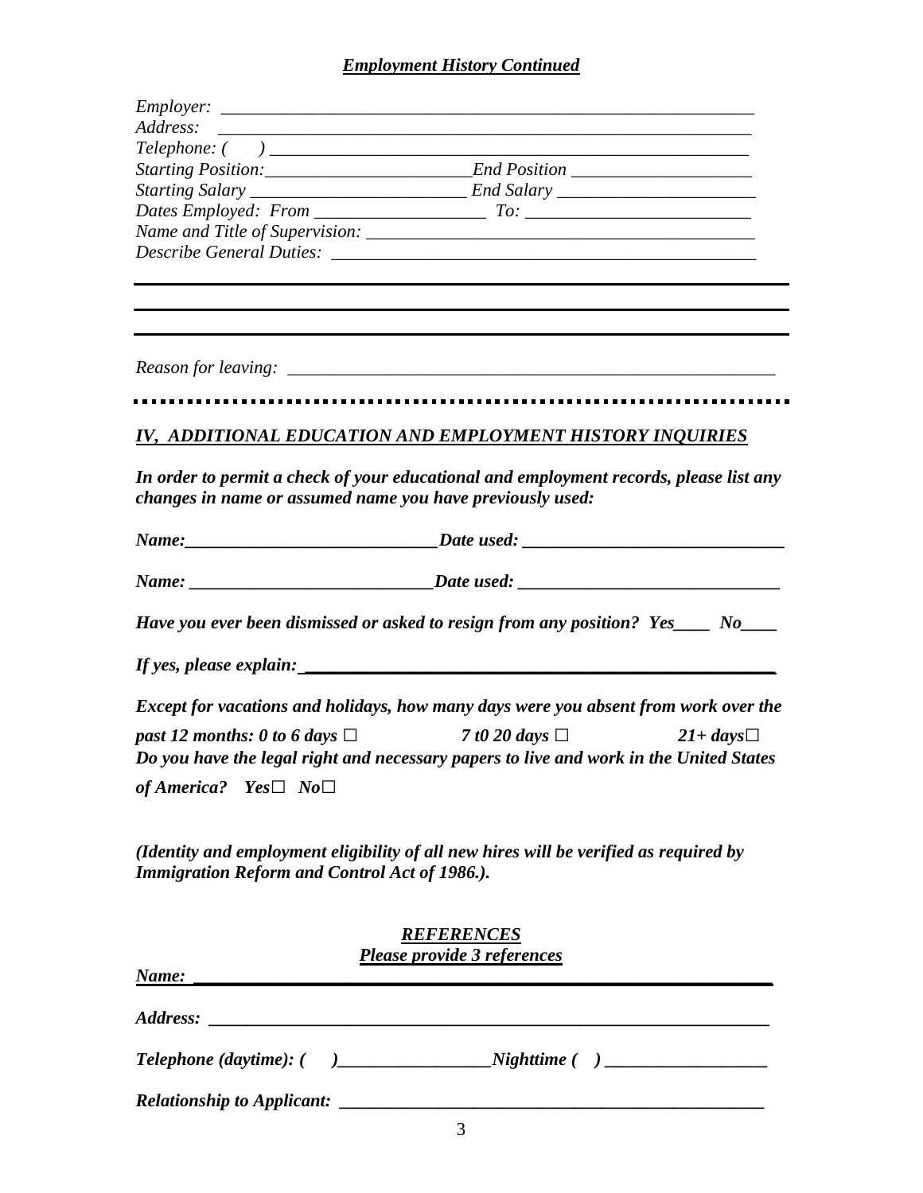## ***Employment History Continued***

*Employer:* ___________________________________________________________

*Address:* ___________________________________________________________

*Telephone: (      )* ______________________________________________________

*Starting Position:*______________________*End Position* ___________________

*Starting Salary* _______________________ *End Salary* _____________________

*Dates Employed: From* ___________________ *To:* ________________________

*Name and Title of Supervision:* __________________________________________

*Describe General Duties:* ______________________________________________

_____________________________________________________________________

_____________________________________________________________________

_____________________________________________________________________

*Reason for leaving:* _____________________________________________________

---

## ***IV, ADDITIONAL EDUCATION AND EMPLOYMENT HISTORY INQUIRIES***

***In order to permit a check of your educational and employment records, please list any changes in name or assumed name you have previously used:***

***Name:***___________________________***Date used:*** ___________________________

***Name:*** __________________________***Date used:*** ___________________________

***Have you ever been dismissed or asked to resign from any position? Yes____ No____***

***If yes, please explain:*** ______________________________________________________

***Except for vacations and holidays, how many days were you absent from work over the past 12 months: 0 to 6 days ☐ 7 t0 20 days ☐ 21+ days☐***

***Do you have the legal right and necessary papers to live and work in the United States of America? Yes☐ No☐***

***(Identity and employment eligibility of all new hires will be verified as required by Immigration Reform and Control Act of 1986.).***

### ***REFERENCES***

***Please provide 3 references***

***Name:*** _____________________________________________________________

***Address:*** ___________________________________________________________

***Telephone (daytime): (      )*****_________________*****Nighttime (    )*** __________________

***Relationship to Applicant:*** ____________________________________________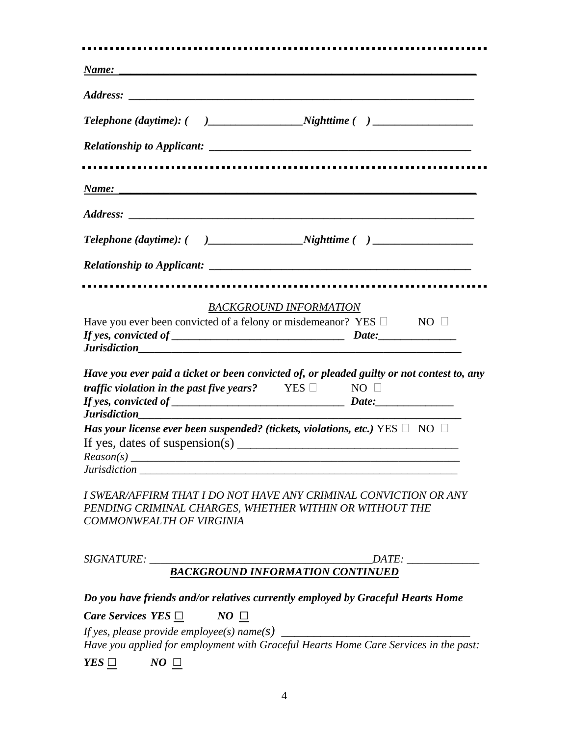---

***Name:*** ______________________________________________________________

***Address:*** ____________________________________________________________

***Telephone (daytime): (     )________________Nighttime (   ) _________________***

***Relationship to Applicant:*** _____________________________________________

---

***Name:*** ______________________________________________________________

***Address:*** ____________________________________________________________

***Telephone (daytime): (     )________________Nighttime (   ) _________________***

***Relationship to Applicant:*** _____________________________________________

---

*BACKGROUND INFORMATION*

Have you ever been convicted of a felony or misdemeanor? YES ☐ NO ☐

***If yes, convicted of ______________________________ Date:______________***

***Jurisdiction___________________________________________________________***

***Have you ever paid a ticket or been convicted of, or pleaded guilty or not contest to, any traffic violation in the past five years?*** YES ☐ NO ☐

***If yes, convicted of ______________________________ Date:______________***

***Jurisdiction___________________________________________________________***

***Has your license ever been suspended? (tickets, violations, etc.)*** YES ☐ NO ☐

If yes, dates of suspension(s) __________________________________

*Reason(s)* ____________________________________________________________

*Jurisdiction* __________________________________________________________

*I SWEAR/AFFIRM THAT I DO NOT HAVE ANY CRIMINAL CONVICTION OR ANY PENDING CRIMINAL CHARGES, WHETHER WITHIN OR WITHOUT THE COMMONWEALTH OF VIRGINIA*

*SIGNATURE:* ________________________________________*DATE:* _____________

***BACKGROUND INFORMATION CONTINUED***

***Do you have friends and/or relatives currently employed by Graceful Hearts Home Care Services YES ☐ NO ☐***

*If yes, please provide employee(s) name(s)* _________________________________

*Have you applied for employment with Graceful Hearts Home Care Services in the past:*

***YES ☐ NO ☐***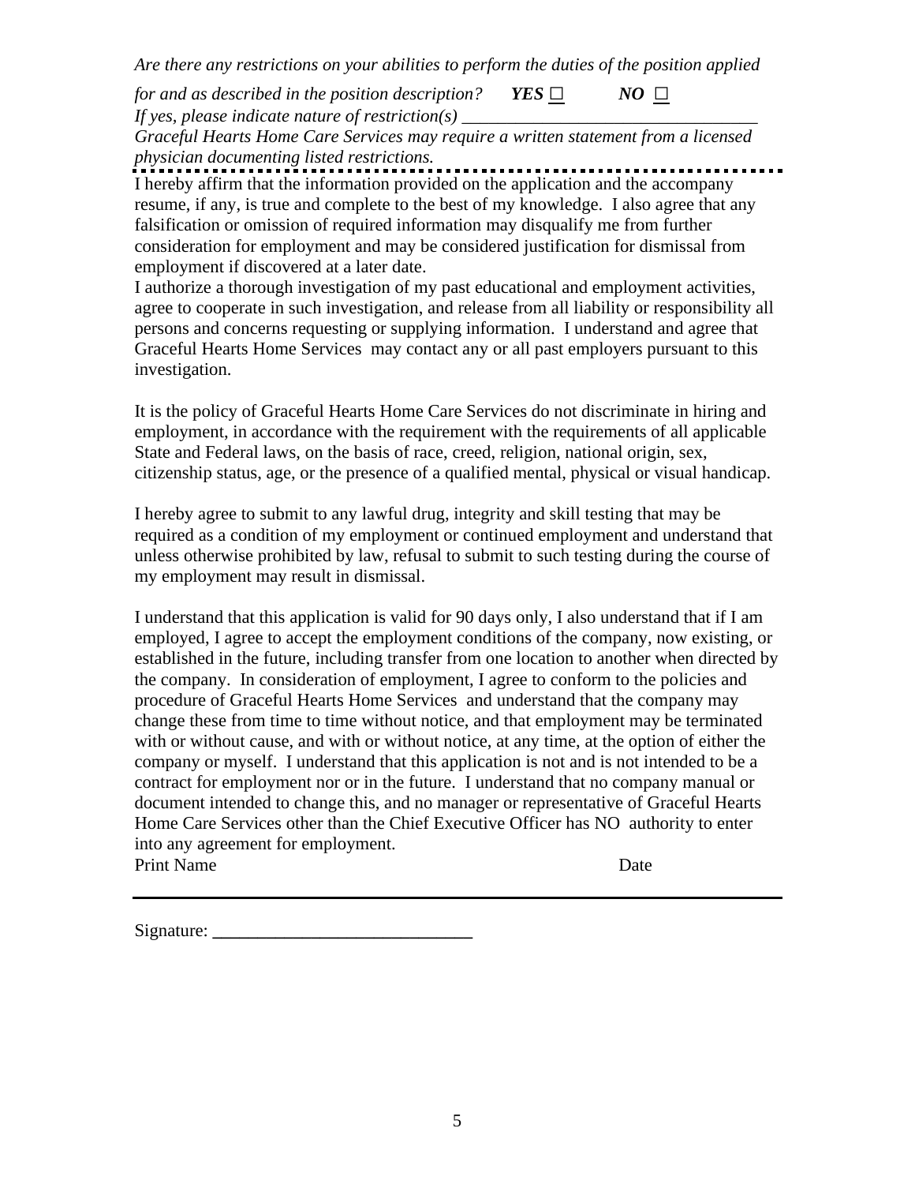*Are there any restrictions on your abilities to perform the duties of the position applied for and as described in the position description?* ***YES*** ☐ ***NO*** ☐

*If yes, please indicate nature of restriction(s)* _________________________________

*Graceful Hearts Home Care Services may require a written statement from a licensed physician documenting listed restrictions.*

---

I hereby affirm that the information provided on the application and the accompany resume, if any, is true and complete to the best of my knowledge. I also agree that any falsification or omission of required information may disqualify me from further consideration for employment and may be considered justification for dismissal from employment if discovered at a later date.

I authorize a thorough investigation of my past educational and employment activities, agree to cooperate in such investigation, and release from all liability or responsibility all persons and concerns requesting or supplying information. I understand and agree that Graceful Hearts Home Services may contact any or all past employers pursuant to this investigation.

It is the policy of Graceful Hearts Home Care Services do not discriminate in hiring and employment, in accordance with the requirement with the requirements of all applicable State and Federal laws, on the basis of race, creed, religion, national origin, sex, citizenship status, age, or the presence of a qualified mental, physical or visual handicap.

I hereby agree to submit to any lawful drug, integrity and skill testing that may be required as a condition of my employment or continued employment and understand that unless otherwise prohibited by law, refusal to submit to such testing during the course of my employment may result in dismissal.

I understand that this application is valid for 90 days only, I also understand that if I am employed, I agree to accept the employment conditions of the company, now existing, or established in the future, including transfer from one location to another when directed by the company. In consideration of employment, I agree to conform to the policies and procedure of Graceful Hearts Home Services and understand that the company may change these from time to time without notice, and that employment may be terminated with or without cause, and with or without notice, at any time, at the option of either the company or myself. I understand that this application is not and is not intended to be a contract for employment nor or in the future. I understand that no company manual or document intended to change this, and no manager or representative of Graceful Hearts Home Care Services other than the Chief Executive Officer has NO authority to enter into any agreement for employment.

Print Name Date

---

Signature: _____________________________